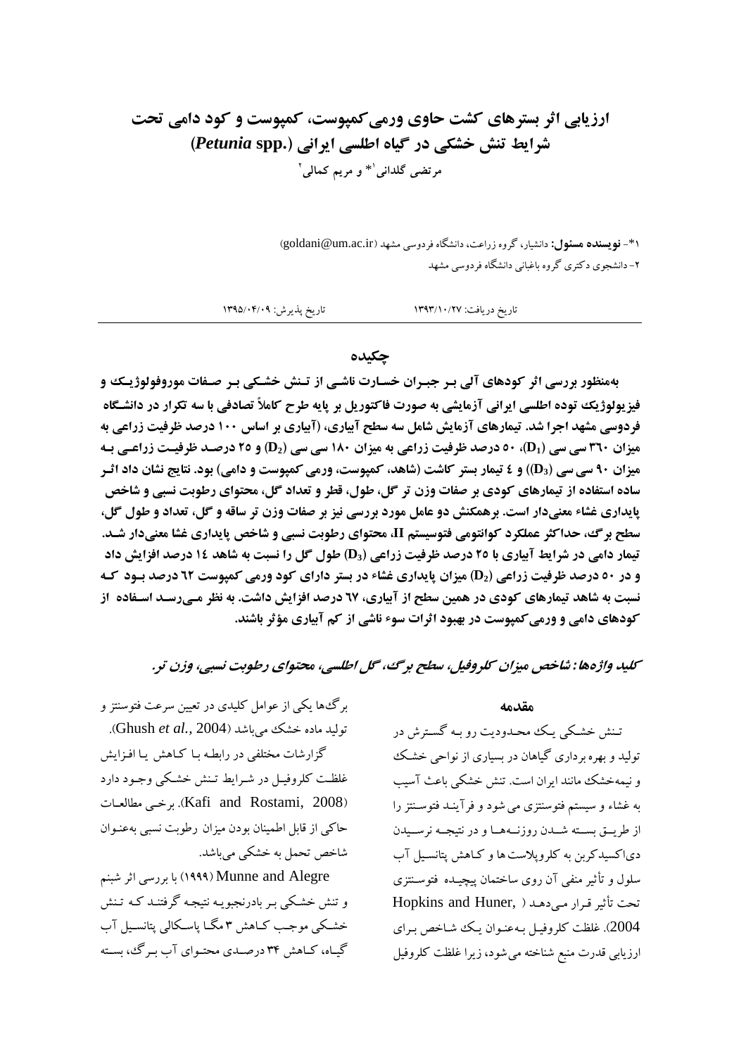# ارزیابی اثر بسترهای کشت حاوی ورمی‌کمپوست، کمپوست و کود دامی تحت شرایط تنش خشکی در گیاه اطلسی ایرانی (*Petunia* spp.)

**مرتضی گلدانی[1]* و مریم کمالی[2]**

[1]*- **نویسنده مسئول:** دانشیار، گروه زراعت، دانشگاه فردوسی مشهد (goldani@um.ac.ir)

[2]- دانشجوی دکتری گروه باغبانی دانشگاه فردوسی مشهد

تاریخ دریافت: ۱۳۹۳/۱۰/۲۷ تاریخ پذیرش: ۱۳۹۵/۰۴/۰۹

## چکیده

**به‌منظور بررسی اثر کودهای آلی بر جبران خسارت ناشی از تنش خشکی بر صفات مورفولوژیک و فیزیولوژیک توده اطلسی ایرانی آزمایشی به صورت فاکتوریل بر پایه طرح کاملاً تصادفی با سه تکرار در دانشگاه فردوسی مشهد اجرا شد. تیمارهای آزمایش شامل سه سطح آبیاری، (آبیاری بر اساس ۱۰۰ درصد ظرفیت زراعی به میزان ۳۶۰ سی سی ($D_1$)، ۵۰ درصد ظرفیت زراعی به میزان ۱۸۰ سی سی ($D_2$) و ۲۵ درصد ظرفیت زراعی به میزان ۹۰ سی سی ($D_3$)) و ٤ تیمار بستر کاشت (شاهد، کمپوست، ورمی کمپوست و دامی) بود. نتایج نشان داد اثر ساده استفاده از تیمارهای کودی بر صفات وزن تر گل، طول، قطر و تعداد گل، محتوای رطوبت نسبی و شاخص پایداری غشاء معنی‌دار است. برهمکنش دو عامل مورد بررسی نیز بر صفات وزن تر ساقه و گل، تعداد و طول گل، سطح برگ، حداکثر عملکرد کوانتومی فتوسیستم II، محتوای رطوبت نسبی و شاخص پایداری غشا معنی‌دار شد. تیمار دامی در شرایط آبیاری با ۲۵ درصد ظرفیت زراعی ($D_3$) طول گل را نسبت به شاهد ١٤ درصد افزایش داد و در ۵۰ درصد ظرفیت زراعی ($D_2$) میزان پایداری غشاء در بستر دارای کود ورمی کمپوست ٦٢ درصد بود که نسبت به شاهد تیمارهای کودی در همین سطح از آبیاری، ٦٧ درصد افزایش داشت. به نظر می‌رسد استفاده از کودهای دامی و ورمی‌کمپوست در بهبود اثرات سوء ناشی از کم آبیاری مؤثر باشند.**

***کلید واژه‌ها:* *شاخص میزان کلروفیل، سطح برگ، گل اطلسی، محتوای رطوبت نسبی، وزن تر.***

## مقدمه

تنش خشکی یک محدودیت رو به گسترش در تولید و بهره برداری گیاهان در بسیاری از نواحی خشک و نیمه‌خشک مانند ایران است. تنش خشکی باعث آسیب به غشاء و سیستم فتوسنتزی می شود و فرآیند فتوسنتز را از طریق بسته شدن روزنه‌ها و در نتیجه نرسیدن دی‌اکسیدکربن به کلروپلاست ها و کاهش پتانسیل آب سلول و تأثیر منفی آن روی ساختمان پیچیده فتوسنتزی تحت تأثیر قرار می‌دهد (Hopkins and Huner, 2004). غلظت کلروفیل به‌عنوان یک شاخص برای ارزیابی قدرت منبع شناخته می شود، زیرا غلظت کلروفیل برگ‌ها یکی از عوامل کلیدی در تعیین سرعت فتوسنتز و تولید ماده خشک می‌باشد (Ghush *et al.*, 2004).

گزارشات مختلفی در رابطه با کاهش یا افزایش غلظت کلروفیل در شرایط تنش خشکی وجود دارد (Kafi and Rostami, 2008). برخی مطالعات حاکی از قابل اطمینان بودن میزان رطوبت نسبی به‌عنوان شاخص تحمل به خشکی می‌باشد.

Munne and Alegre (۱۹۹۹) با بررسی اثر شبنم و تنش خشکی بر بادرنجبویه نتیجه گرفتند که تنش خشکی موجب کاهش ۳ مگا پاسکالی پتانسیل آب گیاه، کاهش ۳۴ درصدی محتوای آب برگ، بسته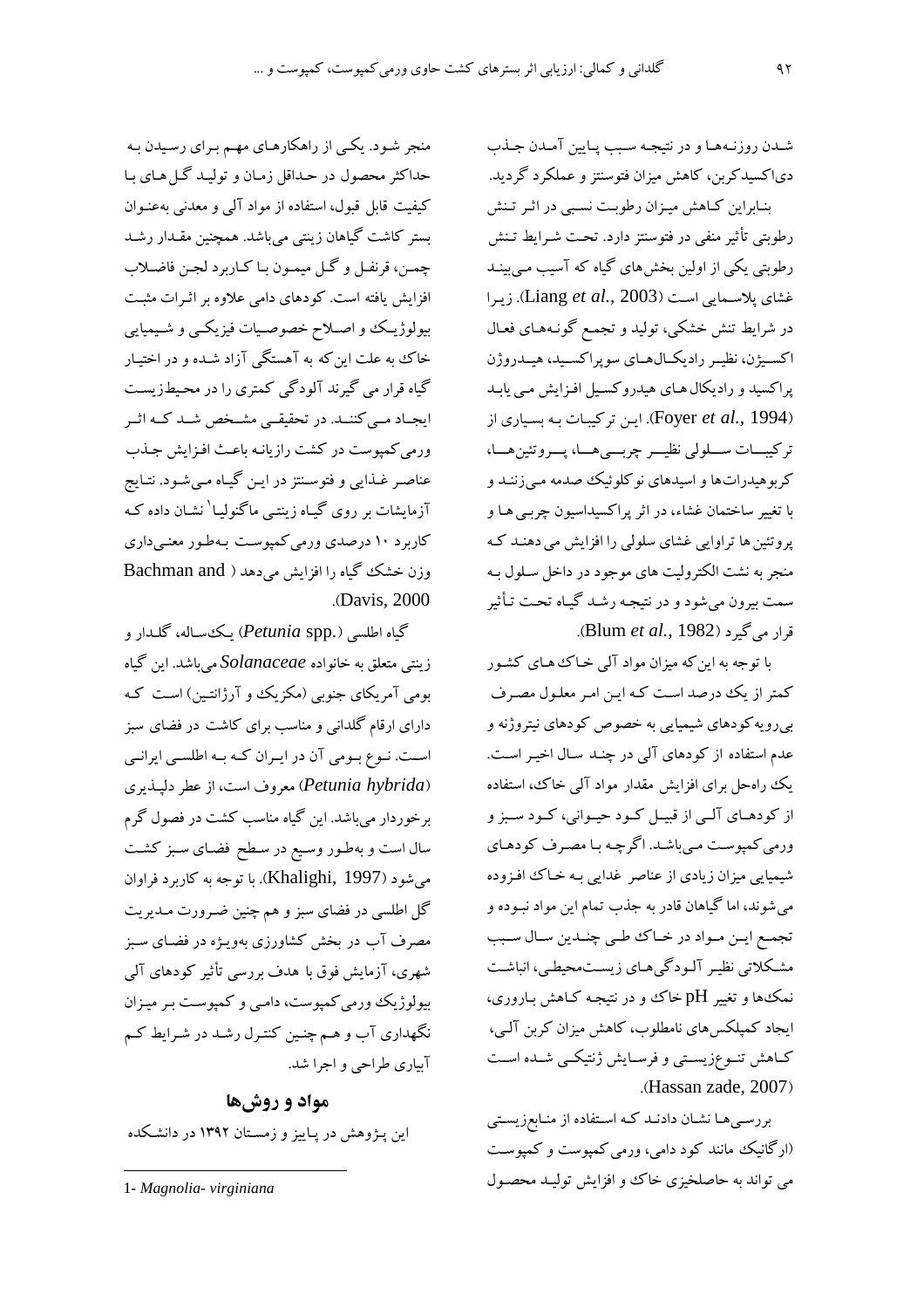شـدن روزنـه‌هـا و در نتیجـه سـبب پـایین آمـدن جـذب دی‌اکسیدکربن، کاهش میزان فتوسنتز و عملکرد گردید.

بنـابراین کـاهش میـزان رطوبـت نسـبی در اثـر تـنش رطوبتی تأثیر منفی در فتوسنتز دارد. تحـت شـرایط تـنش رطوبتی یکی از اولین بخش‌های گیاه که آسیب مـی‌بینـد غشای پلاسـمایی اسـت (Liang *et al.*, 2003). زیـرا در شرایط تنش خشکی، تولید و تجمع گونـه‌هـای فعـال اکسـیژن، نظیـر رادیکـال‌هـای سوپراکسـید، هیـدروژن پراکسید و رادیکال‌های هیدروکسیل افـزایش مـی یابـد (Foyer *et al.*, 1994). ایـن ترکیبـات بـه بسـیاری از ترکیبـــات ســـلولی نظیـــر چربـــی‌هـــا، پـــروتئین‌هـــا، کربوهیدرات‌ها و اسیدهای نوکلوئیک صدمه مـی‌زننـد و با تغییر ساختمان غشاء، در اثر پراکسیداسیون چربـی‌ها و پروتئین‌ها تراوایی غشای سلولی را افزایش می‌دهنـد کـه منجر به نشت الکترولیت‌های موجود در داخل سـلول بـه سمت بیرون می‌شود و در نتیجـه رشـد گیـاه تحـت تـأثیر قرار می‌گیرد (Blum *et al.*, 1982).

با توجه به اینکه میزان مواد آلی خـاک‌هـای کشـور کمتر از یک درصد اسـت کـه ایـن امـر معلـول مصـرف بی‌رویه‌کودهای شیمیایی به خصوص کودهای نیتروژنه و عدم استفاده از کودهای آلی در چنـد سـال اخیـر اسـت. یک راه‌حل برای افزایش مقدار مواد آلی خاک، استفاده از کودهـای آلـی از قبیـل کـود حیـوانی، کـود سـبز و ورمی‌کمپوسـت مـی‌باشـد. اگرچـه بـا مصـرف کودهـای شیمیایی میزان زیادی از عناصر غذایی بـه خـاک افـزوده می‌شوند، اما گیاهان قادر به جذب تمام این مواد نبـوده و تجمـع ایـن مـواد در خـاک طـی چنـدین سـال سـبب مشـکلاتی نظیـر آلـودگی‌هـای زیسـت‌محیطی، انباشـت نمک‌ها و تغییر pH خاک و در نتیجـه کـاهش بـاروری، ایجاد کمپلکس‌های نامطلوب، کاهش میزان کربن آلـی، کـاهش تنـوع‌زیسـتی و فرسـایش ژنتیکـی شـده اسـت (Hassan zade, 2007).

بررسـی‌هـا نشـان دادنـد کـه اسـتفاده از منـابع‌زیسـتی (ارگانیک مانند کود دامی، ورمی‌کمپوست و کمپوسـت می‌تواند به حاصلخیزی خاک و افزایش تولیـد محصـول منجر شـود. یکـی از راهکارهـای مهـم بـرای رسـیدن بـه حداکثر محصول در حـداقل زمـان و تولیـد گـل‌هـای بـا کیفیت قابل قبول، استفاده از مواد آلی و معدنی به‌عنـوان بستر کاشت گیاهان زینتی می‌باشد. همچنین مقـدار رشـد چمـن، قرنفـل و گـل میمـون بـا کـاربرد لجـن فاضـلاب افزایش یافته است. کودهای دامی علاوه بر اثـرات مثبـت بیولوژیـک و اصـلاح خصوصـیات فیزیکـی و شـیمیایی خاک به علت اینکه به آهستگی آزاد شـده و در اختیـار گیاه قرار می‌گیرند آلودگی کمتری را در محیط‌زیسـت ایجـاد مـی‌کننـد. در تحقیقـی مشـخص شـد کـه اثـر ورمی‌کمپوست در کشت رازیانـه باعـث افـزایش جـذب عناصـر غـذایی و فتوسـنتز در ایـن گیـاه مـی‌شـود. نتـایج آزمایشات بر روی گیـاه زینتـی ماگنولیـا[1] نشـان داده کـه کاربرد ۱۰ درصدی ورمی‌کمپوسـت بـه‌طـور معنـی‌داری وزن خشک گیاه را افزایش می‌دهد (Bachman and Davis, 2000).

گیاه اطلسی (*Petunia* spp.) یـک‌سـاله، گلـدار و زینتی متعلق به خانواده *Solanaceae* می‌باشد. این گیاه بومی آمریکای جنوبی (مکزیک و آرژانتـین) اسـت کـه دارای ارقام گلدانی و مناسب برای کاشت در فضای سبز اسـت. نـوع بـومی آن در ایـران کـه بـه اطلسـی ایرانـی (*Petunia hybrida*) معروف است، از عطر دلپـذیری برخوردار می‌باشد. این گیاه مناسب کشت در فصول گرم سال است و به‌طـور وسـیع در سـطح فضـای سـبز کشـت می‌شود (Khalighi, 1997). با توجه به کاربرد فراوان گل اطلسی در فضای سبز و هم چنین ضـرورت مـدیریت مصرف آب در بخش کشاورزی به‌ویـژه در فضـای سـبز شهری، آزمایش فوق با هدف بررسی تأثیر کودهای آلی بیولوژیک ورمی‌کمپوست، دامـی و کمپوسـت بـر میـزان نگهداری آب و هـم چنـین کنتـرل رشـد در شـرایط کـم آبیاری طراحی و اجرا شد.

## مواد و روش‌ها

این پـژوهش در پـاییز و زمسـتان ۱۳۹۲ در دانشـکده

---

1- *Magnolia- virginiana*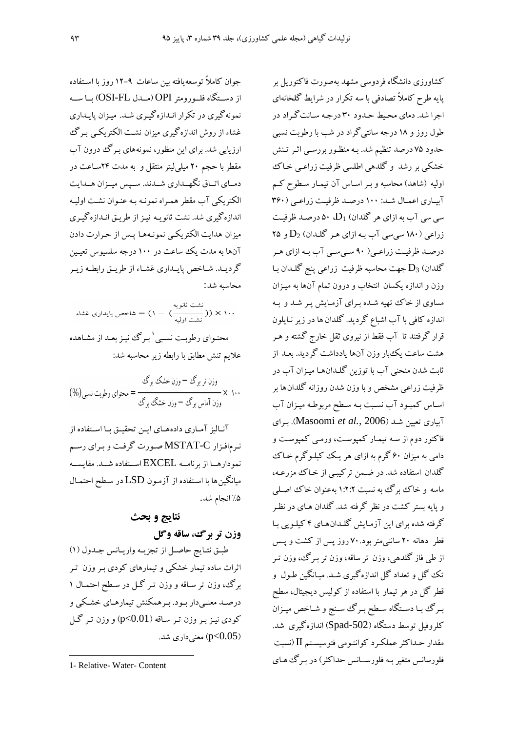کشاورزی دانشگاه فردوسی مشهد به‌صورت فاکتوریل بر پایه طرح کاملاً تصادفی با سه تکرار در شرایط گلخانه‌ای اجرا شد. دمای محیط حدود ۳۰ درجه سانت‌گراد در طول روز و ۱۸ درجه سانتی‌گراد در شب با رطوبت نسبی حدود ۷۵ درصد تنظیم شد. به منظور بررسی اثر تنش خشکی بر رشد و گلدهی اطلسی ظرفیت زراعی خاک اولیه (شاهد) محاسبه و بر اساس آن تیمار سطوح کم آبیاری اعمال شد: ۱۰۰ درصد ظرفیت زراعی (۳۶۰ سی‌سی آب به ازای هر گلدان) $D_1$، ۵۰ درصد ظرفیت زراعی (۱۸۰ سی‌سی آب به ازای هر گلدان) $D_2$ و ۲۵ درصد ظرفیت زراعی( ۹۰ سی‌سی آب به ازای هر گلدان) $D_3$ جهت محاسبه ظرفیت زراعی پنج گلدان با وزن و اندازه یکسان انتخاب و درون تمام آنها به میزان مساوی از خاک تهیه شده برای آزمایش پر شد و به اندازه کافی با آب اشباع گردید. گلدان ها در زیر نایلون قرار گرفتند تا آب فقط از نیروی ثقل خارج گشته و هر هشت ساعت یک‌بار وزن آنها یادداشت گردید. بعد از ثابت شدن منحنی آب با توزین گلدان‌ها میزان آب در ظرفیت زراعی مشخص و با وزن شدن روزانه گلدان‌ها بر اساس کمبود آب نسبت به سطح مربوطه میزان آب آبیاری تعیین شد (Masoomi *et al.*, 2006). برای فاکتور دوم از سه تیمار کمپوست، ورمی کمپوست و دامی به میزان ۶۰ گرم به ازای هر یک کیلوگرم خاک گلدان استفاده شد. در ضمن ترکیبی از خاک مزرعه، ماسه و خاک برگ به نسبت ۱:۲:۲ به‌عنوان خاک اصلی و پایه بستر کشت در نظر گرفته شد. گلدان های در نظر گرفته شده برای این آزمایش گلدان‌های ۴ کیلویی با قطر دهانه ۲۰ سانتی‌متر بود. ۷۰ روز پس از کشت و پس از طی فاز گلدهی، وزن تر برگ، وزن تر ساقه، وزن تر تک گل و تعداد گل اندازه‌گیری شد. میانگین طول و قطر گل در هر تیمار با استفاده از کولیس دیجیتال، سطح برگ با دستگاه سطح برگ سنج و شاخص میزان کلروفیل توسط دستگاه (Spad-502) اندازه‌گیری شد. مقدار حداکثر عملکرد کوانتومی فتوسیستم II (نسبت فلورسانس متغیر به فلورسانس حداکثر) در برگ‌های جوان کاملاً توسعه‌یافته بین ساعات ۹-۱۲ روز با استفاده از دستگاه فلورومتر OPI (مدل OSI-FL) با سه نمونه‌گیری در تکرار اندازه‌گیری شد. میزان پایداری غشاء از روش اندازه‌گیری میزان نشت الکتریکی برگ ارزیابی شد. برای این منظور، نمونه‌های برگ درون آب مقطر با حجم ۲۰ میلی‌لیتر منتقل و به مدت ۲۴ساعت در دمای اتاق نگهداری شدند. سپس میزان هدایت الکتریکی آب مقطر همراه نمونه به عنوان نشت اولیه اندازه‌گیری شد. نشت ثانویه نیز از طریق اندازه‌گیری میزان هدایت الکتریکی نمونه‌ها پس از حرارت دادن آنها به مدت یک ساعت در ۱۰۰ درجه سلسیوس تعیین گردید. شاخص پایداری غشاء از طریق رابطه زیر محاسبه شد:

$$\text{شاخص پایداری غشاء} = (1 - (\frac{\text{نشت ثانویه}}{\text{نشت اولیه}})) \times 100$$

محتوای رطوبت نسبی[1] برگ نیز بعد از مشاهده علایم تنش مطابق با رابطه زیر محاسبه شد:

$$\text{محتوای رطوبت نسبی}(\%) = \frac{\text{وزن تر برگ} - \text{وزن خشک برگ}}{\text{وزن آماس برگ} - \text{وزن خشک برگ}} \times 100$$

آنالیز آماری داده‌های این تحقیق با استفاده از نرم‌افزار MSTAT-C صورت گرفت و برای رسم نمودارها از برنامه EXCEL استفاده شد. مقایسه میانگین‌ها با استفاده از آزمون LSD در سطح احتمال ۵٪ انجام شد.

## نتایج و بحث

### وزن تر برگ، ساقه وگل

طبق نتایج حاصل از تجزیه واریانس جدول (۱) اثرات ساده تیمار خشکی و تیمارهای کودی بر وزن تر برگ، وزن تر ساقه و وزن تر گل در سطح احتمال ۱ درصد معنی‌دار بود. برهمکنش تیمارهای خشکی و کودی نیز بر وزن تر ساقه ($p<0.01$) و وزن تر گل ($p<0.05$) معنی‌داری شد.

1- Relative- Water- Content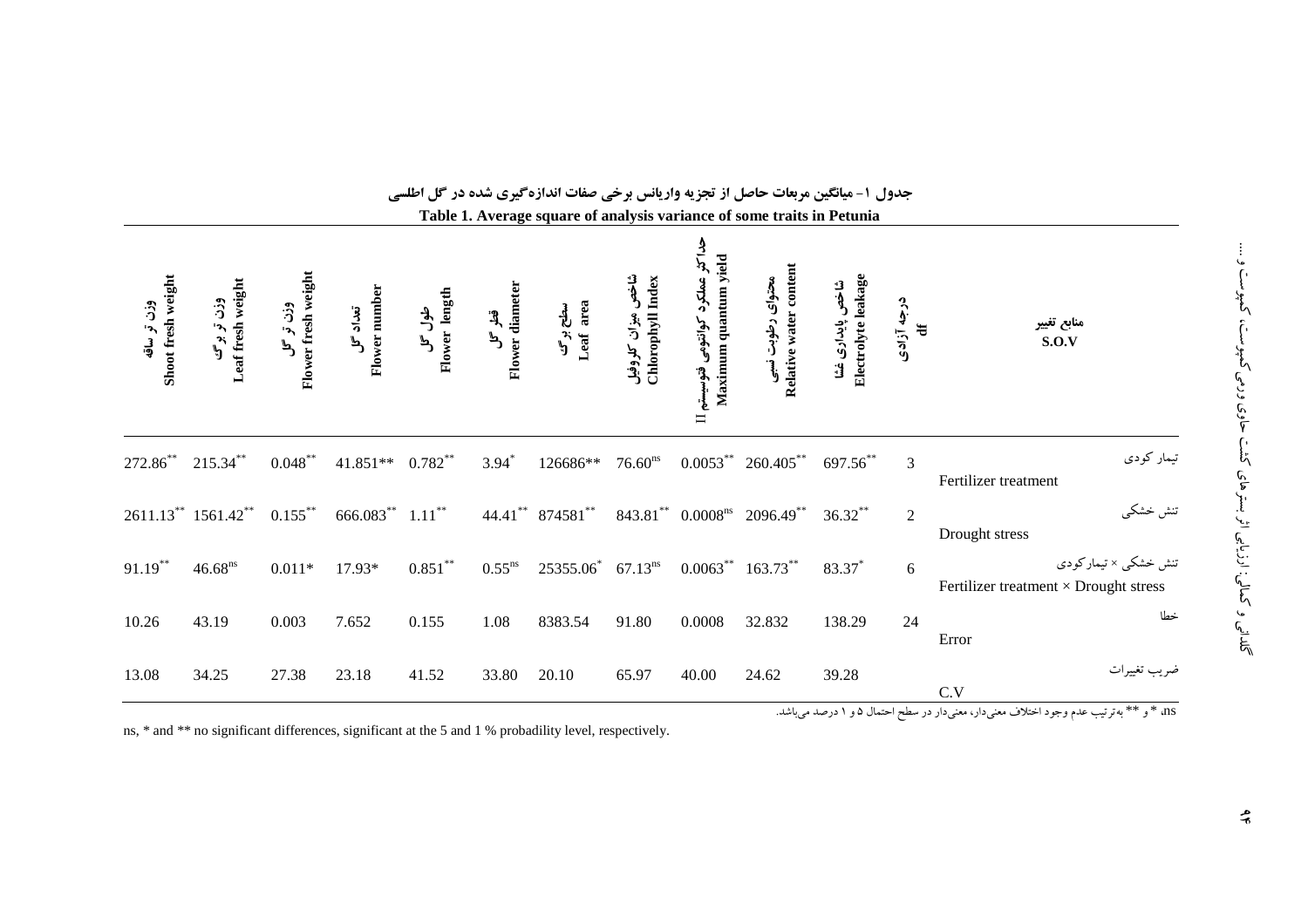**جدول ۱- میانگین مربعات حاصل از تجزیه واریانس برخی صفات اندازه‌گیری شده در گل اطلسی**

**Table 1. Average square of analysis variance of some traits in Petunia**

| منابع تغییر S.O.V | درجه آزادی df | شاخص پایداری غشا Electrolyte leakage | محتوای رطوبت نسبی Relative water content | حداکثر عملکرد کوانتومی فتوسیستم II Maximum quantum yield | شاخص میزان کلروفیل Chlorophyll Index | سطح برگ Leaf area | قطر گل Flower diameter | طول گل Flower length | تعداد گل Flower number | وزن تر گل Flower fresh weight | وزن تر برگ Leaf fresh weight | وزن تر ساقه Shoot fresh weight |
|---|---|---|---|---|---|---|---|---|---|---|---|---|
| تیمار کودی Fertilizer treatment | 3 | 697.56** | 260.405** | 0.0053** | 76.60ns | 126686** | 3.94* | 0.782** | 41.851** | 0.048** | 215.34** | 272.86** |
| تنش خشکی Drought stress | 2 | 36.32** | 2096.49** | 0.0008ns | 843.81** | 874581** | 44.41** | 1.11** | 666.083** | 0.155** | 1561.42** | 2611.13** |
| تنش خشکی × تیمارکودی Fertilizer treatment × Drought stress | 6 | 83.37* | 163.73** | 0.0063** | 67.13ns | 25355.06* | 0.55ns | 0.851** | 17.93* | 0.011* | 46.68ns | 91.19** |
| خطا Error | 24 | 138.29 | 32.832 | 0.0008 | 91.80 | 8383.54 | 1.08 | 0.155 | 7.652 | 0.003 | 43.19 | 10.26 |
| ضریب تغییرات C.V | | 39.28 | 24.62 | 40.00 | 65.97 | 20.10 | 33.80 | 41.52 | 23.18 | 27.38 | 34.25 | 13.08 |

ns، * و ** به‌ترتیب عدم وجود اختلاف معنی‌دار، معنی‌دار در سطح احتمال ۵ و ۱ درصد می‌باشد.

ns, * and ** no significant differences, significant at the 5 and 1 % probadility level, respectively.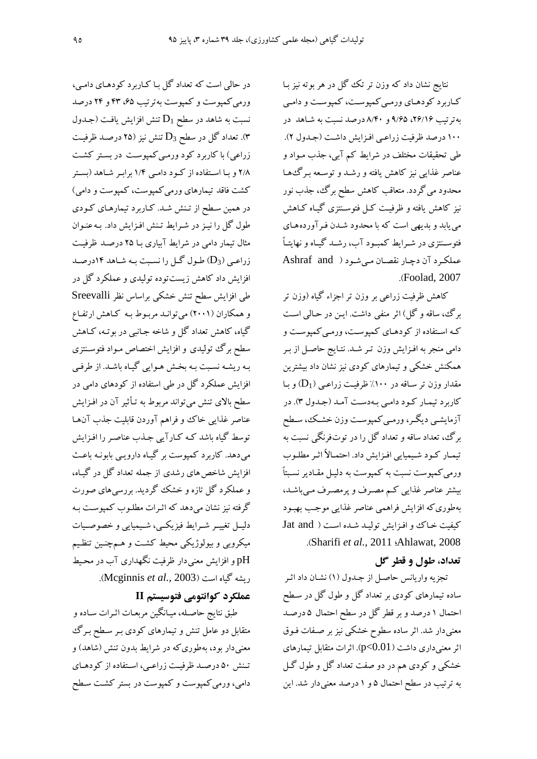نتایج نشان داد که وزن تر تک گل در هر بوته نیز با کـاربرد کودهـای ورمـی‌کمپوسـت، کمپوسـت و دامـی به‌ترتیب ۲۶/۱۶، ۹/۶۵ و ۸/۴۰ درصد نسبت به شـاهد در ۱۰۰ درصد ظرفیت زراعـی افـزایش داشـت (جـدول ۲). طی تحقیقات مختلف در شرایط کم آبی، جذب مـواد و عناصر غذایی نیز کاهش یافته و رشـد و توسـعه بـرگ‌هـا محدود می‌گردد. متعاقب کاهش سطح برگ، جذب نور نیز کاهش یافته و ظرفیـت کـل فتوسـنتزی گیـاه کـاهش می‌یابد و بدیهی است که با محدود شـدن فـرآورده‌هـای فتوسـنتزی در شـرایط کمبـود آب، رشـد گیـاه و نهایتـاً عملکـرد آن دچـار نقصـان مـی‌شـود (Ashraf and Foolad, 2007).

کاهش ظرفیت زراعی بر وزن تر اجزاء گیاه (وزن تر برگ، ساقه و گل) اثر منفی داشت. ایـن در حـالی اسـت کـه اسـتفاده از کودهـای کمپوسـت، ورمـی‌کمپوسـت و دامی منجر به افـزایش وزن تـر شـد. نتـایج حاصـل از بـر همکنش خشکی و تیمارهای کودی نیز نشان داد بیشترین مقدار وزن تر سـاقه در ۱۰۰٪ ظرفیـت زراعـی ($D_1$) و بـا کاربرد تیمـار کـود دامـی بـه‌دسـت آمـد (جـدول ۳). در آزمایشـی دیگـر، ورمـی‌کمپوسـت وزن خشـک، سـطح برگ، تعداد ساقه و تعداد گل را در توت‌فرنگی نسبت به تیمـار کـود شـیمیایی افـزایش داد. احتمـالاً اثـر مطلـوب ورمی‌کمپوست نسبت به کمپوست به دلیـل مقـادیر نسـبتاً بیشتر عناصر غذایی کـم مصـرف و پرمصـرف مـی‌باشـد، به‌طوری‌که افزایش فراهمی عناصر غذایی موجـب بهبـود کیفیت خـاک و افـزایش تولیـد شـده اسـت (Jat and Ahlawat, 2008؛ Sharifi *et al.*, 2011).

### تعداد، طول و قطر گل

تجزیه واریانس حاصـل از جـدول (۱) نشـان داد اثـر ساده تیمارهای کودی بر تعداد گل و طول گل در سـطح احتمال ۱ درصد و بر قطر گل در سطح احتمال ۵ درصـد معنی‌دار شد. اثر ساده سطوح خشکی نیز بر صـفات فـوق اثر معنی‌داری داشت ($p<0.01$). اثرات متقابل تیمارهای خشکی و کودی هم در دو صفت تعداد گل و طول گـل به ترتیب در سطح احتمال ۵ و ۱ درصد معنی‌دار شد. این در حالی است که تعداد گل بـا کـاربرد کودهـای دامـی، ورمی‌کمپوست و کمپوست به‌ترتیب ۶۵، ۴۳ و ۲۴ درصد نسبت به شاهد در سطح $D_1$ تنش افزایش یافت (جـدول ۳). تعداد گل در سطح $D_3$ تنش نیز (۲۵ درصـد ظرفیـت زراعی) با کاربرد کود ورمـی‌کمپوسـت در بسـتر کشـت ۲/۸ و بـا اسـتفاده از کـود دامـی ۱/۴ برابـر شـاهد (بسـتر کشت فاقد تیمارهای ورمی‌کمپوست، کمپوست و دامی) در همین سـطح از تـنش شـد. کـاربرد تیمارهـای کـودی طول گل را نیـز در شـرایط تـنش افـزایش داد. بـه‌عنـوان مثال تیمار دامی در شرایط آبیاری بـا ۲۵ درصـد ظرفیـت زراعـی ($D_3$) طـول گـل را نسـبت بـه شـاهد ۱۴درصـد افزایش داد کاهش زیست‌توده تولیدی و عملکرد گل در طی افزایش سطح تنش خشکی براساس نظر Sreevalli و همکاران (۲۰۰۱) می‌توانـد مربـوط بـه کـاهش ارتفـاع گیاه، کاهش تعداد گل و شاخه جـانبی در بوتـه، کـاهش سطح برگ تولیدی و افزایش اختصاص مـواد فتوسـنتزی بـه ریشـه نسـبت بـه بخـش هـوایی گیـاه باشـد. از طرفـی افزایش عملکرد گل در طی استفاده از کودهای دامی در سطح بالای تنش می‌تواند مربوط به تـأثیر آن در افـزایش عناصر غذایی خاک و فراهم آوردن قابلیت جذب آن‌هـا توسط گیاه باشد کـه کـارآیی جـذب عناصـر را افـزایش می‌دهد. کاربرد کمپوست بر گیـاه دارویـی بابونـه باعـث افزایش شاخص‌های رشدی از جمله تعداد گل در گیـاه، و عملکرد گل تازه و خشک گردید. بررسی‌های صورت گرفته نیز نشان می‌دهد که اثـرات مطلـوب کمپوسـت بـه دلیـل تغییـر شـرایط فیزیکـی، شـیمیایی و خصوصـیات میکروبی و بیولوژیکی محیط کشـت و هـم‌چنـین تنظـیم pH و افزایش معنی‌دار ظرفیت نگهداری آب در محـیط ریشه گیاه است (Mcginnis *et al.*, 2003).

### عملکرد کوانتومی فتوسیستم II

طبق نتایج حاصـله، میـانگین مربعـات اثـرات سـاده و متقابل دو عامل تنش و تیمارهای کودی بـر سـطح بـرگ معنی‌دار بود، به‌طوری‌که در شرایط بدون تنش (شاهد) و تـنش ۵۰ درصـد ظرفیـت زراعـی، اسـتفاده از کودهـای دامی، ورمی‌کمپوست و کمپوست در بستر کشت سـطح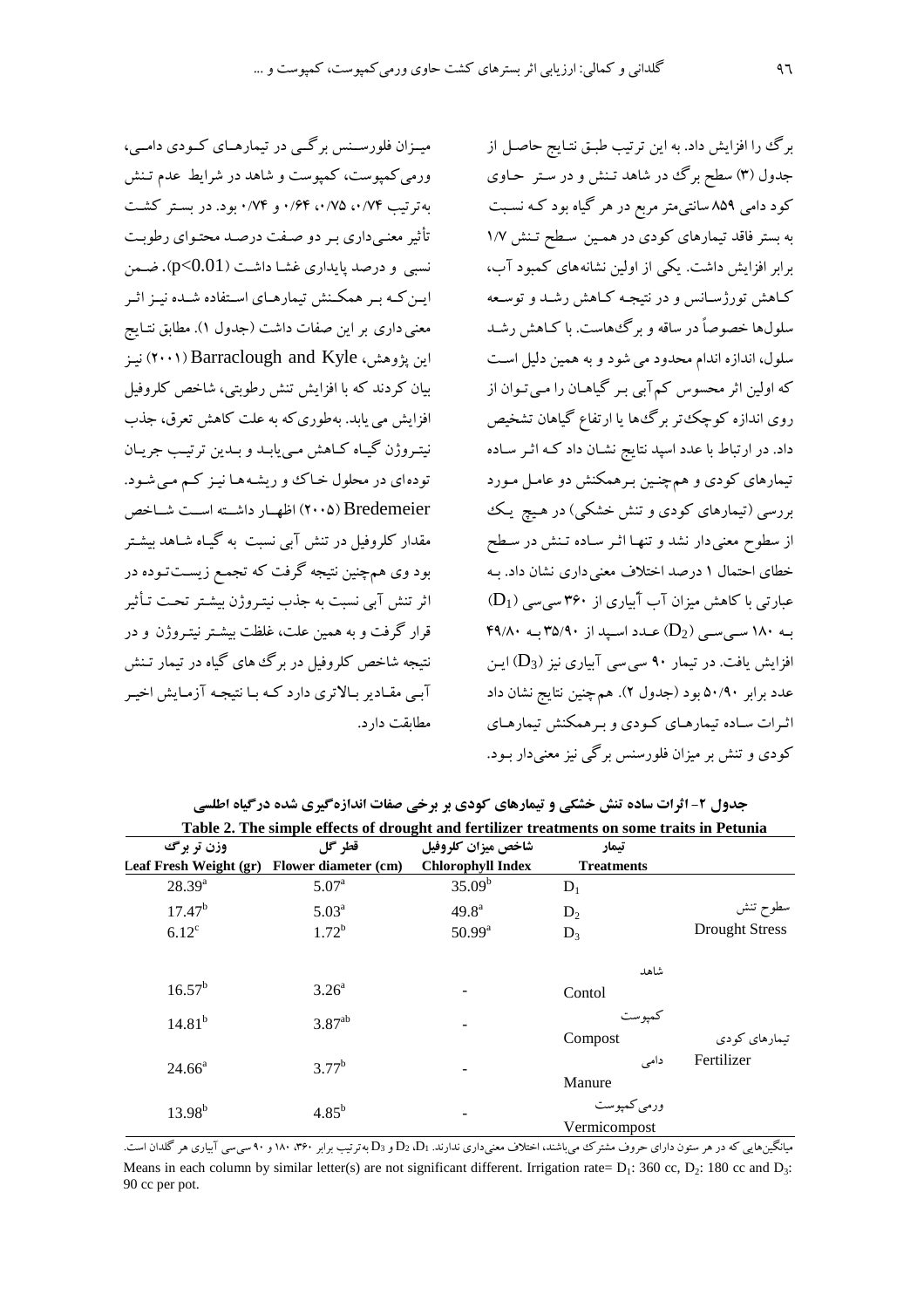برگ را افزایش داد. به این ترتیب طبق نتایج حاصل از جدول (۳) سطح برگ در شاهد تنش و در ستر حاوی کود دامی ۸۵۹ سانتی‌متر مربع در هر گیاه بود که نسبت به بستر فاقد تیمارهای کودی در همین سطح تنش ۱/۷ برابر افزایش داشت. یکی از اولین نشانه‌های کمبود آب، کاهش تورژسانس و در نتیجه کاهش رشد و توسعه سلول‌ها خصوصاً در ساقه و برگ‌هاست. با کاهش رشد سلول، اندازه اندام محدود می شود و به همین دلیل است که اولین اثر محسوس کم‌آبی بر گیاهان را می‌توان از روی اندازه کوچک‌تر برگ‌ها یا ارتفاع گیاهان تشخیص داد. در ارتباط با عدد اسپد نتایج نشان داد که اثر ساده تیمارهای کودی و همچنین برهمکنش دو عامل مورد بررسی (تیمارهای کودی و تنش خشکی) در هیچ یک از سطوح معنی‌دار نشد و تنها اثر ساده تنش در سطح خطای احتمال ۱ درصد اختلاف معنی‌داری نشان داد. به عبارتی با کاهش میزان آب آبیاری از ۳۶۰ سی‌سی ($D_1$) به ۱۸۰ سی‌سی ($D_2$) عدد اسپد از ۳۵/۹۰ به ۴۹/۸۰ افزایش یافت. در تیمار ۹۰ سی‌سی آبیاری نیز ($D_3$) این عدد برابر ۵۰/۹۰ بود (جدول ۲). همچنین نتایج نشان داد اثرات ساده تیمارهای کودی و برهمکنش تیمارهای کودی و تنش بر میزان فلورسنس برگی نیز معنی‌دار بود.

میزان فلورسنس برگی در تیمارهای کودی دامی، ورمی‌کمپوست، کمپوست و شاهد در شرایط عدم تنش به‌ترتیب ۰/۷۴، ۰/۷۵، ۰/۶۴ و ۰/۷۴ بود. در بستر کشت تأثیر معنی‌داری بر دو صفت درصد محتوای رطوبت نسبی و درصد پایداری غشا داشت ($p<0.01$). ضمن این‌که بر همکنش تیمارهای استفاده شده نیز اثر معنی داری بر این صفات داشت (جدول ۱). مطابق نتایج این پژوهش، Barraclough and Kyle (۲۰۰۱) نیز بیان کردند که با افزایش تنش رطوبتی، شاخص کلروفیل افزایش می یابد. به‌طوری‌که به علت کاهش تعرق، جذب نیتروژن گیاه کاهش می‌یابد و بدین ترتیب جریان توده‌ای در محلول خاک و ریشه‌ها نیز کم می‌شود. Bredemeier (۲۰۰۵) اظهار داشته است شاخص مقدار کلروفیل در تنش آبی نسبت به گیاه شاهد بیشتر بود وی همچنین نتیجه گرفت که تجمع زیست‌توده در اثر تنش آبی نسبت به جذب نیتروژن بیشتر تحت تأثیر قرار گرفت و به همین علت، غلظت بیشتر نیتروژن و در نتیجه شاخص کلروفیل در برگ های گیاه در تیمار تنش آبی مقادیر بالاتری دارد که با نتیجه آزمایش اخیر مطابقت دارد.

**جدول ۲- اثرات ساده تنش خشکی و تیمارهای کودی بر برخی صفات اندازه‌گیری شده در گیاه اطلسی**

**Table 2. The simple effects of drought and fertilizer treatments on some traits in Petunia**

| | تیمار Treatments | شاخص میزان کلروفیل Chlorophyll Index | قطر گل Flower diameter (cm) | وزن تر برگ Leaf Fresh Weight (gr) |
|---|---|---|---|---|
| سطوح تنش Drought Stress | $D_1$ | $35.09^b$ | $5.07^a$ | $28.39^a$ |
| | $D_2$ | $49.8^a$ | $5.03^a$ | $17.47^b$ |
| | $D_3$ | $50.99^a$ | $1.72^b$ | $6.12^c$ |
| تیمارهای کودی Fertilizer | شاهد Contol | - | $3.26^a$ | $16.57^b$ |
| | کمپوست Compost | - | $3.87^{ab}$ | $14.81^b$ |
| | دامی Manure | - | $3.77^b$ | $24.66^a$ |
| | ورمی‌کمپوست Vermicompost | - | $4.85^b$ | $13.98^b$ |

میانگین‌هایی که در هر ستون دارای حروف مشترک می‌باشند، اختلاف معنی‌داری ندارند. $D_1$، $D_2$ و $D_3$ به‌ترتیب برابر ۳۶۰، ۱۸۰ و ۹۰ سی‌سی آبیاری هر گلدان است.

Means in each column by similar letter(s) are not significant different. Irrigation rate= $D_1$: 360 cc, $D_2$: 180 cc and $D_3$: 90 cc per pot.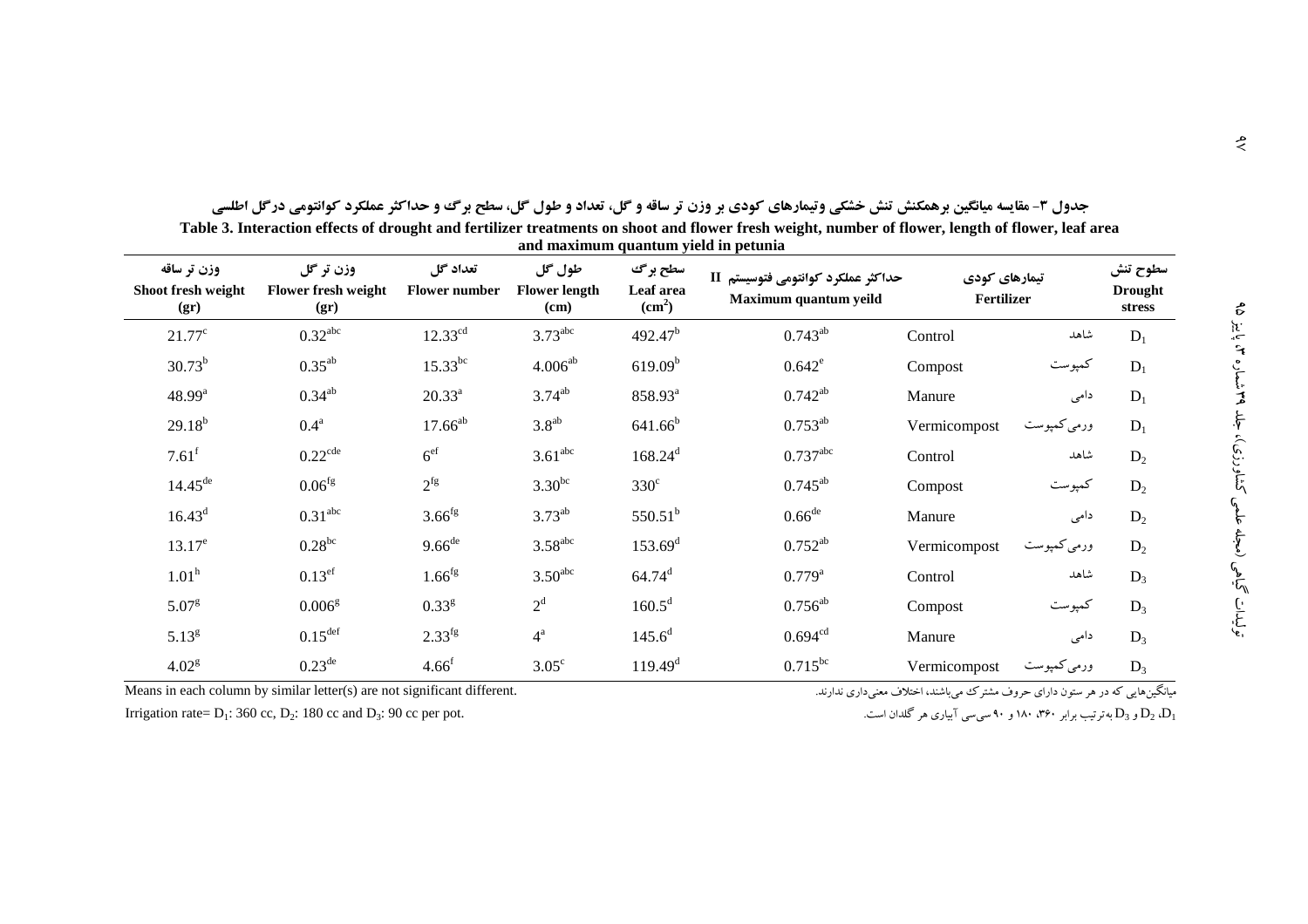جدول ۳- مقایسه میانگین برهمکنش تنش خشکی وتیمارهای کودی بر وزن تر ساقه و گل، تعداد و طول گل، سطح برگ و حداکثر عملکرد کوانتومی درگل اطلسی

**Table 3. Interaction effects of drought and fertilizer treatments on shoot and flower fresh weight, number of flower, length of flower, leaf area and maximum quantum yield in petunia**

| وزن تر ساقه Shoot fresh weight (gr) | وزن تر گل Flower fresh weight (gr) | تعداد گل Flower number | طول گل Flower length (cm) | سطح برگ Leaf area ($cm^2$) | حداکثر عملکرد کوانتومی فتوسیستم II Maximum quantum yeild | تیمارهای کودی Fertilizer | | سطوح تنش Drought stress |
|---|---|---|---|---|---|---|---|---|
| $21.77^{c}$ | $0.32^{abc}$ | $12.33^{cd}$ | $3.73^{abc}$ | $492.47^{b}$ | $0.743^{ab}$ | Control | شاهد | $D_1$ |
| $30.73^{b}$ | $0.35^{ab}$ | $15.33^{bc}$ | $4.006^{ab}$ | $619.09^{b}$ | $0.642^{e}$ | Compost | کمپوست | $D_1$ |
| $48.99^{a}$ | $0.34^{ab}$ | $20.33^{a}$ | $3.74^{ab}$ | $858.93^{a}$ | $0.742^{ab}$ | Manure | دامی | $D_1$ |
| $29.18^{b}$ | $0.4^{a}$ | $17.66^{ab}$ | $3.8^{ab}$ | $641.66^{b}$ | $0.753^{ab}$ | Vermicompost | ورمی‌کمپوست | $D_1$ |
| $7.61^{f}$ | $0.22^{cde}$ | $6^{ef}$ | $3.61^{abc}$ | $168.24^{d}$ | $0.737^{abc}$ | Control | شاهد | $D_2$ |
| $14.45^{de}$ | $0.06^{fg}$ | $2^{fg}$ | $3.30^{bc}$ | $330^{c}$ | $0.745^{ab}$ | Compost | کمپوست | $D_2$ |
| $16.43^{d}$ | $0.31^{abc}$ | $3.66^{fg}$ | $3.73^{ab}$ | $550.51^{b}$ | $0.66^{de}$ | Manure | دامی | $D_2$ |
| $13.17^{e}$ | $0.28^{bc}$ | $9.66^{de}$ | $3.58^{abc}$ | $153.69^{d}$ | $0.752^{ab}$ | Vermicompost | ورمی‌کمپوست | $D_2$ |
| $1.01^{h}$ | $0.13^{ef}$ | $1.66^{fg}$ | $3.50^{abc}$ | $64.74^{d}$ | $0.779^{a}$ | Control | شاهد | $D_3$ |
| $5.07^{g}$ | $0.006^{g}$ | $0.33^{g}$ | $2^{d}$ | $160.5^{d}$ | $0.756^{ab}$ | Compost | کمپوست | $D_3$ |
| $5.13^{g}$ | $0.15^{def}$ | $2.33^{fg}$ | $4^{a}$ | $145.6^{d}$ | $0.694^{cd}$ | Manure | دامی | $D_3$ |
| $4.02^{g}$ | $0.23^{de}$ | $4.66^{f}$ | $3.05^{c}$ | $119.49^{d}$ | $0.715^{bc}$ | Vermicompost | ورمی‌کمپوست | $D_3$ |

Means in each column by similar letter(s) are not significant different.

میانگین‌هایی که در هر ستون دارای حروف مشترک می‌باشند، اختلاف معنی‌داری ندارند.

Irrigation rate= $D_1$: 360 cc, $D_2$: 180 cc and $D_3$: 90 cc per pot.

$D_1$، $D_2$ و $D_3$ به‌ترتیب برابر ۳۶۰، ۱۸۰ و ۹۰ سی‌سی آبیاری هر گلدان است.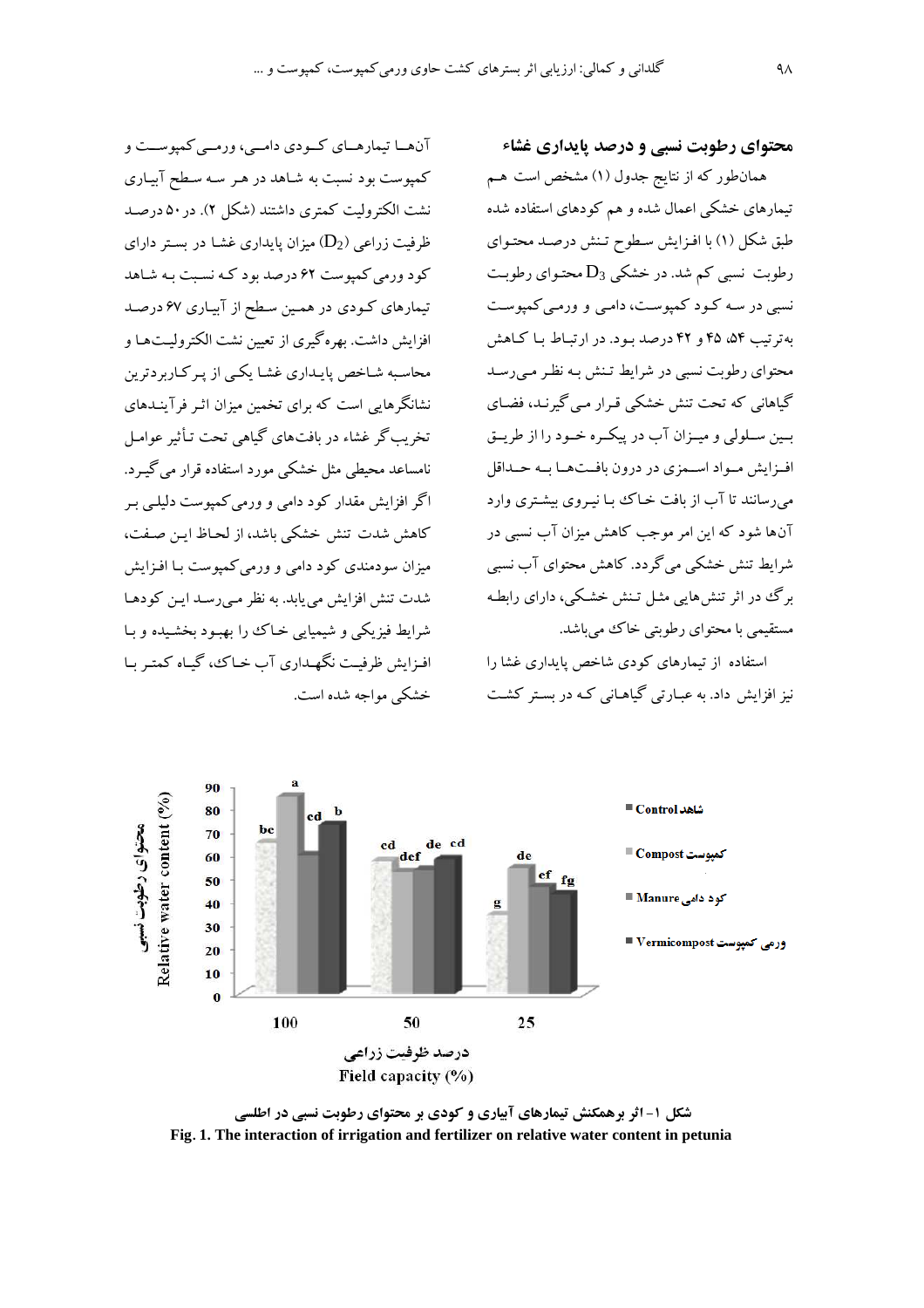### محتوای رطوبت نسبی و درصد پایداری غشاء

همان‌طور که از نتایج جدول (۱) مشخص است هم تیمارهای خشکی اعمال شده و هم کودهای استفاده شده طبق شکل (۱) با افزایش سطوح تنش درصد محتوای رطوبت نسبی کم شد. در خشکی $D_3$ محتوای رطوبت نسبی در سه کود کمپوست، دامی و ورمی‌کمپوست به‌ترتیب ۵۴، ۴۵ و ۴۲ درصد بود. در ارتباط با کاهش محتوای رطوبت نسبی در شرایط تنش به نظر می‌رسد گیاهانی که تحت تنش خشکی قرار می‌گیرند، فضای بین سلولی و میزان آب در پیکره خود را از طریق افزایش مواد اسمزی در درون بافت‌ها به حداقل می‌رسانند تا آب از بافت خاک با نیروی بیشتری وارد آن‌ها شود که این امر موجب کاهش میزان آب نسبی در شرایط تنش خشکی می‌گردد. کاهش محتوای آب نسبی برگ در اثر تنش‌هایی مثل تنش خشکی، دارای رابطه مستقیمی با محتوای رطوبتی خاک می‌باشد.

استفاده از تیمارهای کودی شاخص پایداری غشا را نیز افزایش داد. به عبارتی گیاهانی که در بستر کشت آن‌ها تیمارهای کودی دامی، ورمی‌کمپوست و کمپوست بود نسبت به شاهد در هر سه سطح آبیاری نشت الکترولیت کمتری داشتند (شکل ۲). در ۵۰ درصد ظرفیت زراعی ($D_2$) میزان پایداری غشا در بستر دارای کود ورمی‌کمپوست ۶۲ درصد بود که نسبت به شاهد تیمارهای کودی در همین سطح از آبیاری ۶۷ درصد افزایش داشت. بهره‌گیری از تعیین نشت الکترولیت‌ها و محاسبه شاخص پایداری غشا یکی از پرکاربردترین نشانگرهایی است که برای تخمین میزان اثر فرآیندهای تخریب‌گر غشاء در بافت‌های گیاهی تحت تأثیر عوامل نامساعد محیطی مثل خشکی مورد استفاده قرار می‌گیرد. اگر افزایش مقدار کود دامی و ورمی‌کمپوست دلیلی بر کاهش شدت تنش خشکی باشد، از لحاظ این صفت، میزان سودمندی کود دامی و ورمی‌کمپوست با افزایش شدت تنش افزایش می‌یابد. به نظر می‌رسد این کودها شرایط فیزیکی و شیمیایی خاک را بهبود بخشیده و با افزایش ظرفیت نگهداری آب خاک، گیاه کمتر با خشکی مواجه شده است.

شکل ۱- اثر برهمکنش تیمارهای آبیاری و کودی بر محتوای رطوبت نسبی در اطلسی

Fig. 1. The interaction of irrigation and fertilizer on relative water content in petunia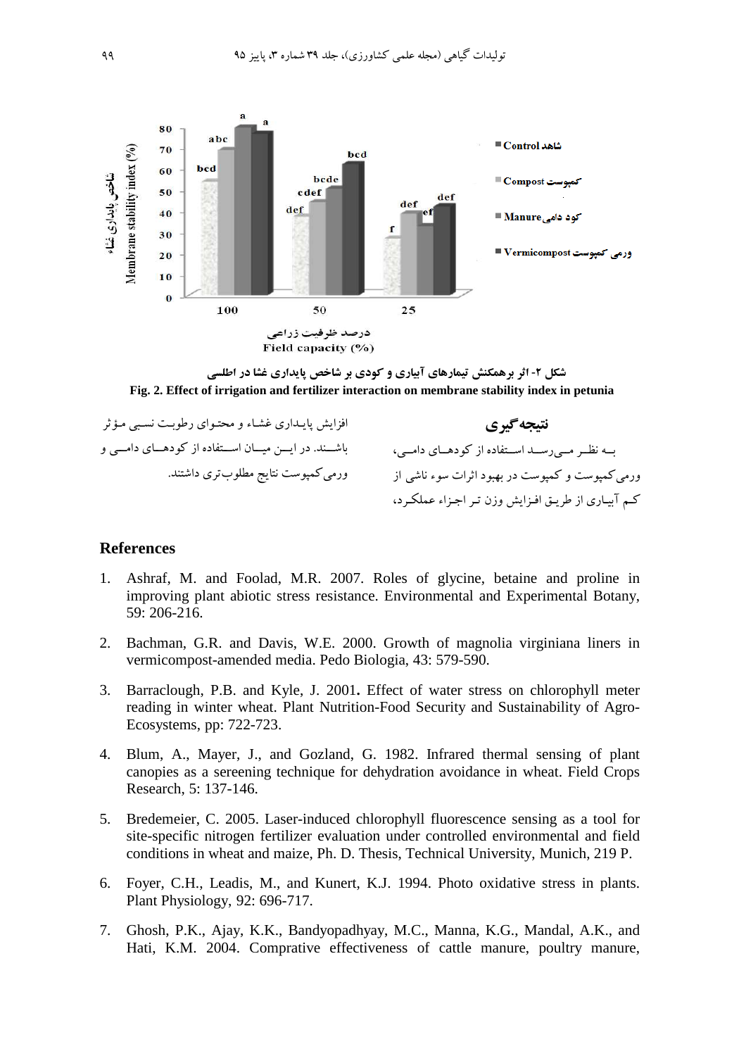شکل ۲- اثر برهمکنش تیمارهای آبیاری و کودی بر شاخص پایداری غشا در اطلسی

**Fig. 2. Effect of irrigation and fertilizer interaction on membrane stability index in petunia**

## نتیجه‌گیری

به نظر می‌رسد استفاده از کودهای دامی، ورمی‌کمپوست و کمپوست در بهبود اثرات سوء ناشی از کم آبیاری از طریق افزایش وزن تر اجزاء عملکرد، افزایش پایداری غشاء و محتوای رطوبت نسبی مؤثر باشند. در این میان استفاده از کودهای دامی و ورمی‌کمپوست نتایج مطلوب‌تری داشتند.

## References

1. Ashraf, M. and Foolad, M.R. 2007. Roles of glycine, betaine and proline in improving plant abiotic stress resistance. Environmental and Experimental Botany, 59: 206-216.
2. Bachman, G.R. and Davis, W.E. 2000. Growth of magnolia virginiana liners in vermicompost-amended media. Pedo Biologia, 43: 579-590.
3. Barraclough, P.B. and Kyle, J. 2001**.** Effect of water stress on chlorophyll meter reading in winter wheat. Plant Nutrition-Food Security and Sustainability of Agro-Ecosystems, pp: 722-723.
4. Blum, A., Mayer, J., and Gozland, G. 1982. Infrared thermal sensing of plant canopies as a sereening technique for dehydration avoidance in wheat. Field Crops Research, 5: 137-146.
5. Bredemeier, C. 2005. Laser-induced chlorophyll fluorescence sensing as a tool for site-specific nitrogen fertilizer evaluation under controlled environmental and field conditions in wheat and maize, Ph. D. Thesis, Technical University, Munich, 219 P.
6. Foyer, C.H., Leadis, M., and Kunert, K.J. 1994. Photo oxidative stress in plants. Plant Physiology, 92: 696-717.
7. Ghosh, P.K., Ajay, K.K., Bandyopadhyay, M.C., Manna, K.G., Mandal, A.K., and Hati, K.M. 2004. Comprative effectiveness of cattle manure, poultry manure,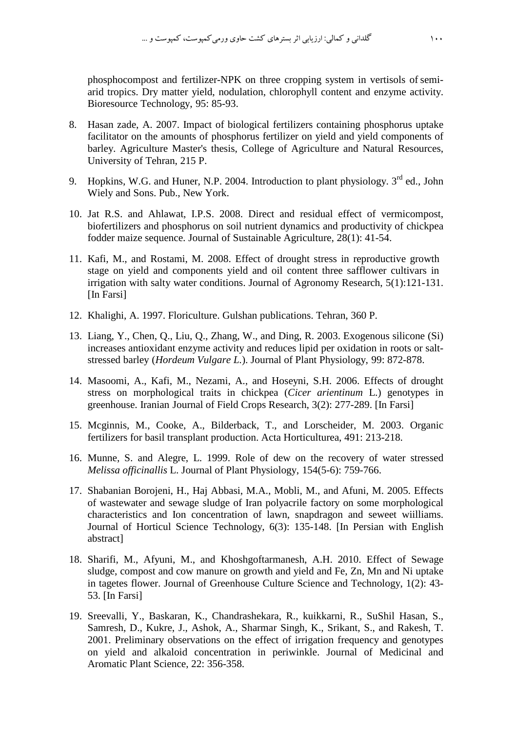phosphocompost and fertilizer-NPK on three cropping system in vertisols of semi-arid tropics. Dry matter yield, nodulation, chlorophyll content and enzyme activity. Bioresource Technology, 95: 85-93.

8. Hasan zade, A. 2007. Impact of biological fertilizers containing phosphorus uptake facilitator on the amounts of phosphorus fertilizer on yield and yield components of barley. Agriculture Master's thesis, College of Agriculture and Natural Resources, University of Tehran, 215 P.

9. Hopkins, W.G. and Huner, N.P. 2004. Introduction to plant physiology. 3rd ed., John Wiely and Sons. Pub., New York.

10. Jat R.S. and Ahlawat, I.P.S. 2008. Direct and residual effect of vermicompost, biofertilizers and phosphorus on soil nutrient dynamics and productivity of chickpea fodder maize sequence. Journal of Sustainable Agriculture, 28(1): 41-54.

11. Kafi, M., and Rostami, M. 2008. Effect of drought stress in reproductive growth stage on yield and components yield and oil content three safflower cultivars in irrigation with salty water conditions. Journal of Agronomy Research, 5(1):121-131. [In Farsi]

12. Khalighi, A. 1997. Floriculture. Gulshan publications. Tehran, 360 P.

13. Liang, Y., Chen, Q., Liu, Q., Zhang, W., and Ding, R. 2003. Exogenous silicone (Si) increases antioxidant enzyme activity and reduces lipid per oxidation in roots or salt-stressed barley (*Hordeum Vulgare L*.). Journal of Plant Physiology, 99: 872-878.

14. Masoomi, A., Kafi, M., Nezami, A., and Hoseyni, S.H. 2006. Effects of drought stress on morphological traits in chickpea (*Cicer arientinum* L.) genotypes in greenhouse. Iranian Journal of Field Crops Research, 3(2): 277-289. [In Farsi]

15. Mcginnis, M., Cooke, A., Bilderback, T., and Lorscheider, M. 2003. Organic fertilizers for basil transplant production. Acta Horticulturea, 491: 213-218.

16. Munne, S. and Alegre, L. 1999. Role of dew on the recovery of water stressed *Melissa officinallis* L. Journal of Plant Physiology, 154(5-6): 759-766.

17. Shabanian Borojeni, H., Haj Abbasi, M.A., Mobli, M., and Afuni, M. 2005. Effects of wastewater and sewage sludge of Iran polyacrile factory on some morphological characteristics and Ion concentration of lawn, snapdragon and seweet wiilliams. Journal of Horticul Science Technology, 6(3): 135-148. [In Persian with English abstract]

18. Sharifi, M., Afyuni, M., and Khoshgoftarmanesh, A.H. 2010. Effect of Sewage sludge, compost and cow manure on growth and yield and Fe, Zn, Mn and Ni uptake in tagetes flower. Journal of Greenhouse Culture Science and Technology, 1(2): 43-53. [In Farsi]

19. Sreevalli, Y., Baskaran, K., Chandrashekara, R., kuikkarni, R., SuShil Hasan, S., Samresh, D., Kukre, J., Ashok, A., Sharmar Singh, K., Srikant, S., and Rakesh, T. 2001. Preliminary observations on the effect of irrigation frequency and genotypes on yield and alkaloid concentration in periwinkle. Journal of Medicinal and Aromatic Plant Science, 22: 356-358.